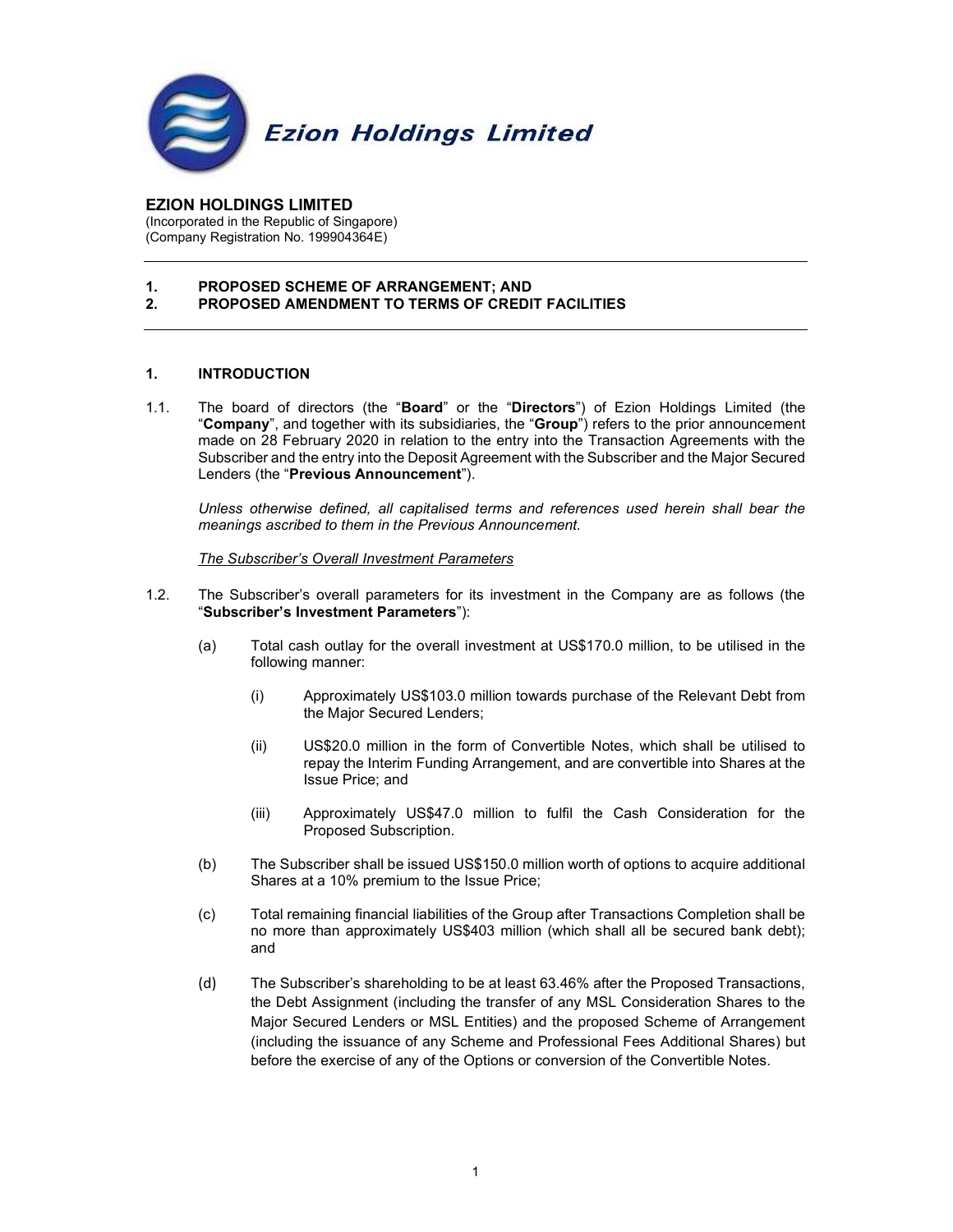Ezion Holdings Limited

**EZION HOLDINGS LIMITED**
(Incorporated in the Republic of Singapore)
(Company Registration No. 199904364E)

---

**1. PROPOSED SCHEME OF ARRANGEMENT; AND**
**2. PROPOSED AMENDMENT TO TERMS OF CREDIT FACILITIES**

---

## 1. INTRODUCTION

1.1. The board of directors (the "**Board**" or the "**Directors**") of Ezion Holdings Limited (the "**Company**", and together with its subsidiaries, the "**Group**") refers to the prior announcement made on 28 February 2020 in relation to the entry into the Transaction Agreements with the Subscriber and the entry into the Deposit Agreement with the Subscriber and the Major Secured Lenders (the "**Previous Announcement**").

*Unless otherwise defined, all capitalised terms and references used herein shall bear the meanings ascribed to them in the Previous Announcement.*

<u>*The Subscriber's Overall Investment Parameters*</u>

1.2. The Subscriber's overall parameters for its investment in the Company are as follows (the "**Subscriber's Investment Parameters**"):

(a) Total cash outlay for the overall investment at US$170.0 million, to be utilised in the following manner:

(i) Approximately US$103.0 million towards purchase of the Relevant Debt from the Major Secured Lenders;

(ii) US$20.0 million in the form of Convertible Notes, which shall be utilised to repay the Interim Funding Arrangement, and are convertible into Shares at the Issue Price; and

(iii) Approximately US$47.0 million to fulfil the Cash Consideration for the Proposed Subscription.

(b) The Subscriber shall be issued US$150.0 million worth of options to acquire additional Shares at a 10% premium to the Issue Price;

(c) Total remaining financial liabilities of the Group after Transactions Completion shall be no more than approximately US$403 million (which shall all be secured bank debt); and

(d) The Subscriber's shareholding to be at least 63.46% after the Proposed Transactions, the Debt Assignment (including the transfer of any MSL Consideration Shares to the Major Secured Lenders or MSL Entities) and the proposed Scheme of Arrangement (including the issuance of any Scheme and Professional Fees Additional Shares) but before the exercise of any of the Options or conversion of the Convertible Notes.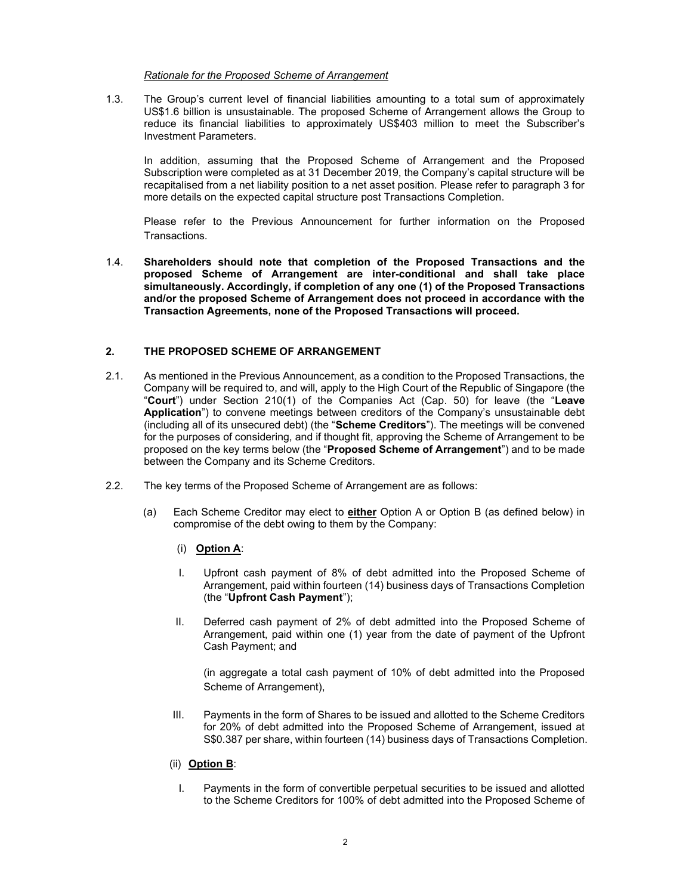*Rationale for the Proposed Scheme of Arrangement*

1.3. The Group's current level of financial liabilities amounting to a total sum of approximately US$1.6 billion is unsustainable. The proposed Scheme of Arrangement allows the Group to reduce its financial liabilities to approximately US$403 million to meet the Subscriber's Investment Parameters.

In addition, assuming that the Proposed Scheme of Arrangement and the Proposed Subscription were completed as at 31 December 2019, the Company's capital structure will be recapitalised from a net liability position to a net asset position. Please refer to paragraph 3 for more details on the expected capital structure post Transactions Completion.

Please refer to the Previous Announcement for further information on the Proposed Transactions.

1.4. **Shareholders should note that completion of the Proposed Transactions and the proposed Scheme of Arrangement are inter-conditional and shall take place simultaneously. Accordingly, if completion of any one (1) of the Proposed Transactions and/or the proposed Scheme of Arrangement does not proceed in accordance with the Transaction Agreements, none of the Proposed Transactions will proceed.**

## 2. THE PROPOSED SCHEME OF ARRANGEMENT

2.1. As mentioned in the Previous Announcement, as a condition to the Proposed Transactions, the Company will be required to, and will, apply to the High Court of the Republic of Singapore (the "**Court**") under Section 210(1) of the Companies Act (Cap. 50) for leave (the "**Leave Application**") to convene meetings between creditors of the Company's unsustainable debt (including all of its unsecured debt) (the "**Scheme Creditors**"). The meetings will be convened for the purposes of considering, and if thought fit, approving the Scheme of Arrangement to be proposed on the key terms below (the "**Proposed Scheme of Arrangement**") and to be made between the Company and its Scheme Creditors.

2.2. The key terms of the Proposed Scheme of Arrangement are as follows:

(a) Each Scheme Creditor may elect to **<u>either</u>** Option A or Option B (as defined below) in compromise of the debt owing to them by the Company:

(i) **<u>Option A</u>**:

I. Upfront cash payment of 8% of debt admitted into the Proposed Scheme of Arrangement, paid within fourteen (14) business days of Transactions Completion (the "**Upfront Cash Payment**");

II. Deferred cash payment of 2% of debt admitted into the Proposed Scheme of Arrangement, paid within one (1) year from the date of payment of the Upfront Cash Payment; and

(in aggregate a total cash payment of 10% of debt admitted into the Proposed Scheme of Arrangement),

III. Payments in the form of Shares to be issued and allotted to the Scheme Creditors for 20% of debt admitted into the Proposed Scheme of Arrangement, issued at S$0.387 per share, within fourteen (14) business days of Transactions Completion.

(ii) **<u>Option B</u>**:

I. Payments in the form of convertible perpetual securities to be issued and allotted to the Scheme Creditors for 100% of debt admitted into the Proposed Scheme of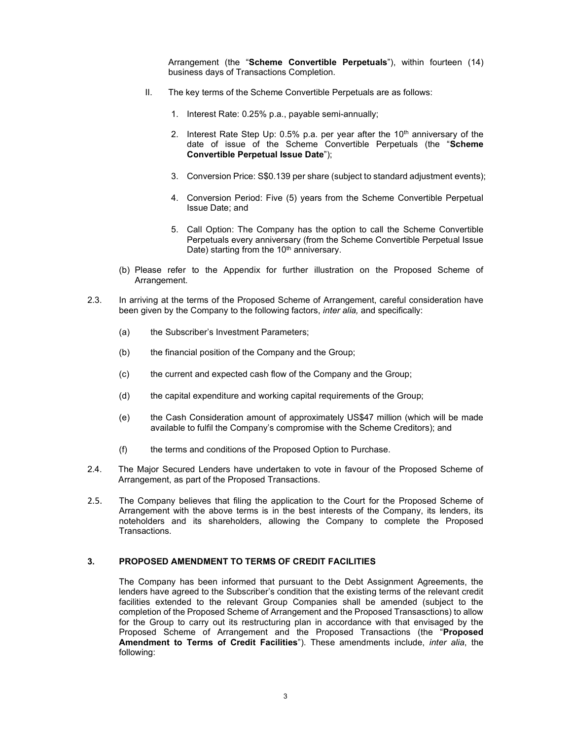Arrangement (the "**Scheme Convertible Perpetuals**"), within fourteen (14) business days of Transactions Completion.

II. The key terms of the Scheme Convertible Perpetuals are as follows:

1. Interest Rate: 0.25% p.a., payable semi-annually;

2. Interest Rate Step Up: 0.5% p.a. per year after the 10th anniversary of the date of issue of the Scheme Convertible Perpetuals (the "**Scheme Convertible Perpetual Issue Date**");

3. Conversion Price: S$0.139 per share (subject to standard adjustment events);

4. Conversion Period: Five (5) years from the Scheme Convertible Perpetual Issue Date; and

5. Call Option: The Company has the option to call the Scheme Convertible Perpetuals every anniversary (from the Scheme Convertible Perpetual Issue Date) starting from the 10th anniversary.

(b) Please refer to the Appendix for further illustration on the Proposed Scheme of Arrangement.

2.3. In arriving at the terms of the Proposed Scheme of Arrangement, careful consideration have been given by the Company to the following factors, *inter alia,* and specifically:

(a) the Subscriber's Investment Parameters;

(b) the financial position of the Company and the Group;

(c) the current and expected cash flow of the Company and the Group;

(d) the capital expenditure and working capital requirements of the Group;

(e) the Cash Consideration amount of approximately US$47 million (which will be made available to fulfil the Company's compromise with the Scheme Creditors); and

(f) the terms and conditions of the Proposed Option to Purchase.

2.4. The Major Secured Lenders have undertaken to vote in favour of the Proposed Scheme of Arrangement, as part of the Proposed Transactions.

2.5. The Company believes that filing the application to the Court for the Proposed Scheme of Arrangement with the above terms is in the best interests of the Company, its lenders, its noteholders and its shareholders, allowing the Company to complete the Proposed Transactions.

## 3. PROPOSED AMENDMENT TO TERMS OF CREDIT FACILITIES

The Company has been informed that pursuant to the Debt Assignment Agreements, the lenders have agreed to the Subscriber's condition that the existing terms of the relevant credit facilities extended to the relevant Group Companies shall be amended (subject to the completion of the Proposed Scheme of Arrangement and the Proposed Transasctions) to allow for the Group to carry out its restructuring plan in accordance with that envisaged by the Proposed Scheme of Arrangement and the Proposed Transactions (the "**Proposed Amendment to Terms of Credit Facilities**"). These amendments include, *inter alia*, the following: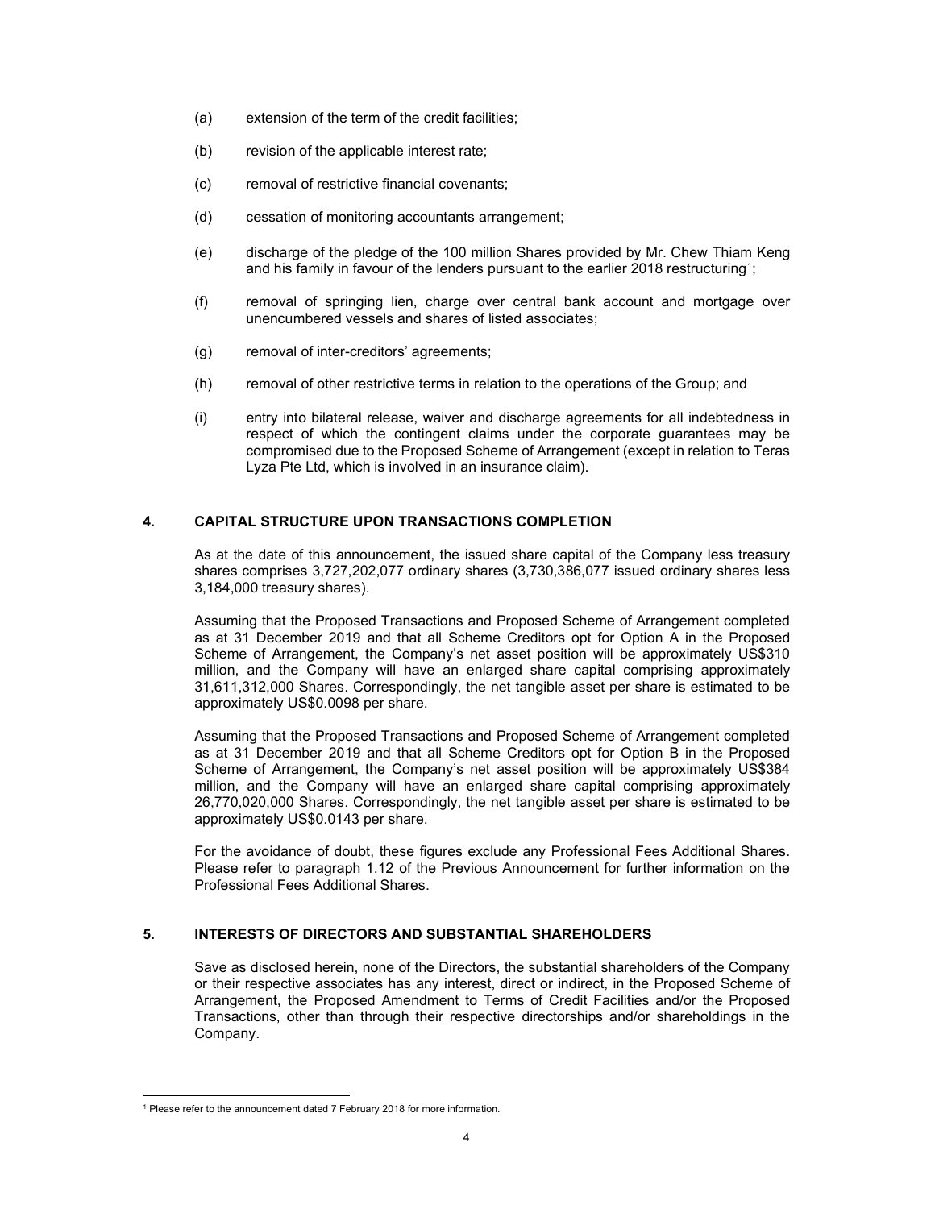(a) extension of the term of the credit facilities;

(b) revision of the applicable interest rate;

(c) removal of restrictive financial covenants;

(d) cessation of monitoring accountants arrangement;

(e) discharge of the pledge of the 100 million Shares provided by Mr. Chew Thiam Keng and his family in favour of the lenders pursuant to the earlier 2018 restructuring[1];

(f) removal of springing lien, charge over central bank account and mortgage over unencumbered vessels and shares of listed associates;

(g) removal of inter-creditors' agreements;

(h) removal of other restrictive terms in relation to the operations of the Group; and

(i) entry into bilateral release, waiver and discharge agreements for all indebtedness in respect of which the contingent claims under the corporate guarantees may be compromised due to the Proposed Scheme of Arrangement (except in relation to Teras Lyza Pte Ltd, which is involved in an insurance claim).

## 4. CAPITAL STRUCTURE UPON TRANSACTIONS COMPLETION

As at the date of this announcement, the issued share capital of the Company less treasury shares comprises 3,727,202,077 ordinary shares (3,730,386,077 issued ordinary shares less 3,184,000 treasury shares).

Assuming that the Proposed Transactions and Proposed Scheme of Arrangement completed as at 31 December 2019 and that all Scheme Creditors opt for Option A in the Proposed Scheme of Arrangement, the Company's net asset position will be approximately US$310 million, and the Company will have an enlarged share capital comprising approximately 31,611,312,000 Shares. Correspondingly, the net tangible asset per share is estimated to be approximately US$0.0098 per share.

Assuming that the Proposed Transactions and Proposed Scheme of Arrangement completed as at 31 December 2019 and that all Scheme Creditors opt for Option B in the Proposed Scheme of Arrangement, the Company's net asset position will be approximately US$384 million, and the Company will have an enlarged share capital comprising approximately 26,770,020,000 Shares. Correspondingly, the net tangible asset per share is estimated to be approximately US$0.0143 per share.

For the avoidance of doubt, these figures exclude any Professional Fees Additional Shares. Please refer to paragraph 1.12 of the Previous Announcement for further information on the Professional Fees Additional Shares.

## 5. INTERESTS OF DIRECTORS AND SUBSTANTIAL SHAREHOLDERS

Save as disclosed herein, none of the Directors, the substantial shareholders of the Company or their respective associates has any interest, direct or indirect, in the Proposed Scheme of Arrangement, the Proposed Amendment to Terms of Credit Facilities and/or the Proposed Transactions, other than through their respective directorships and/or shareholdings in the Company.

---

[1] Please refer to the announcement dated 7 February 2018 for more information.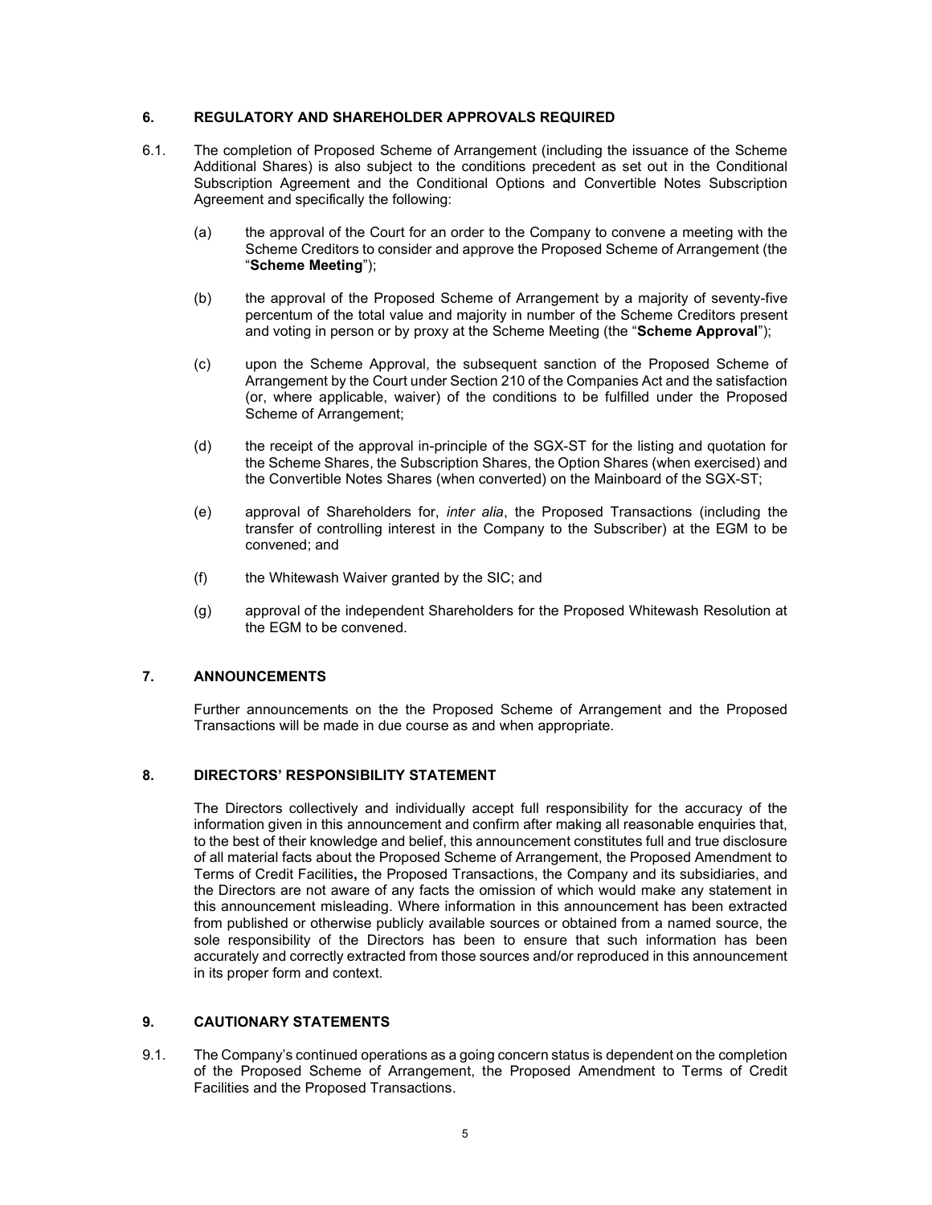## 6. REGULATORY AND SHAREHOLDER APPROVALS REQUIRED

6.1. The completion of Proposed Scheme of Arrangement (including the issuance of the Scheme Additional Shares) is also subject to the conditions precedent as set out in the Conditional Subscription Agreement and the Conditional Options and Convertible Notes Subscription Agreement and specifically the following:

(a) the approval of the Court for an order to the Company to convene a meeting with the Scheme Creditors to consider and approve the Proposed Scheme of Arrangement (the "**Scheme Meeting**");

(b) the approval of the Proposed Scheme of Arrangement by a majority of seventy-five percentum of the total value and majority in number of the Scheme Creditors present and voting in person or by proxy at the Scheme Meeting (the "**Scheme Approval**");

(c) upon the Scheme Approval, the subsequent sanction of the Proposed Scheme of Arrangement by the Court under Section 210 of the Companies Act and the satisfaction (or, where applicable, waiver) of the conditions to be fulfilled under the Proposed Scheme of Arrangement;

(d) the receipt of the approval in-principle of the SGX-ST for the listing and quotation for the Scheme Shares, the Subscription Shares, the Option Shares (when exercised) and the Convertible Notes Shares (when converted) on the Mainboard of the SGX-ST;

(e) approval of Shareholders for, *inter alia*, the Proposed Transactions (including the transfer of controlling interest in the Company to the Subscriber) at the EGM to be convened; and

(f) the Whitewash Waiver granted by the SIC; and

(g) approval of the independent Shareholders for the Proposed Whitewash Resolution at the EGM to be convened.

## 7. ANNOUNCEMENTS

Further announcements on the the Proposed Scheme of Arrangement and the Proposed Transactions will be made in due course as and when appropriate.

## 8. DIRECTORS' RESPONSIBILITY STATEMENT

The Directors collectively and individually accept full responsibility for the accuracy of the information given in this announcement and confirm after making all reasonable enquiries that, to the best of their knowledge and belief, this announcement constitutes full and true disclosure of all material facts about the Proposed Scheme of Arrangement, the Proposed Amendment to Terms of Credit Facilities**,** the Proposed Transactions, the Company and its subsidiaries, and the Directors are not aware of any facts the omission of which would make any statement in this announcement misleading. Where information in this announcement has been extracted from published or otherwise publicly available sources or obtained from a named source, the sole responsibility of the Directors has been to ensure that such information has been accurately and correctly extracted from those sources and/or reproduced in this announcement in its proper form and context.

## 9. CAUTIONARY STATEMENTS

9.1. The Company's continued operations as a going concern status is dependent on the completion of the Proposed Scheme of Arrangement, the Proposed Amendment to Terms of Credit Facilities and the Proposed Transactions.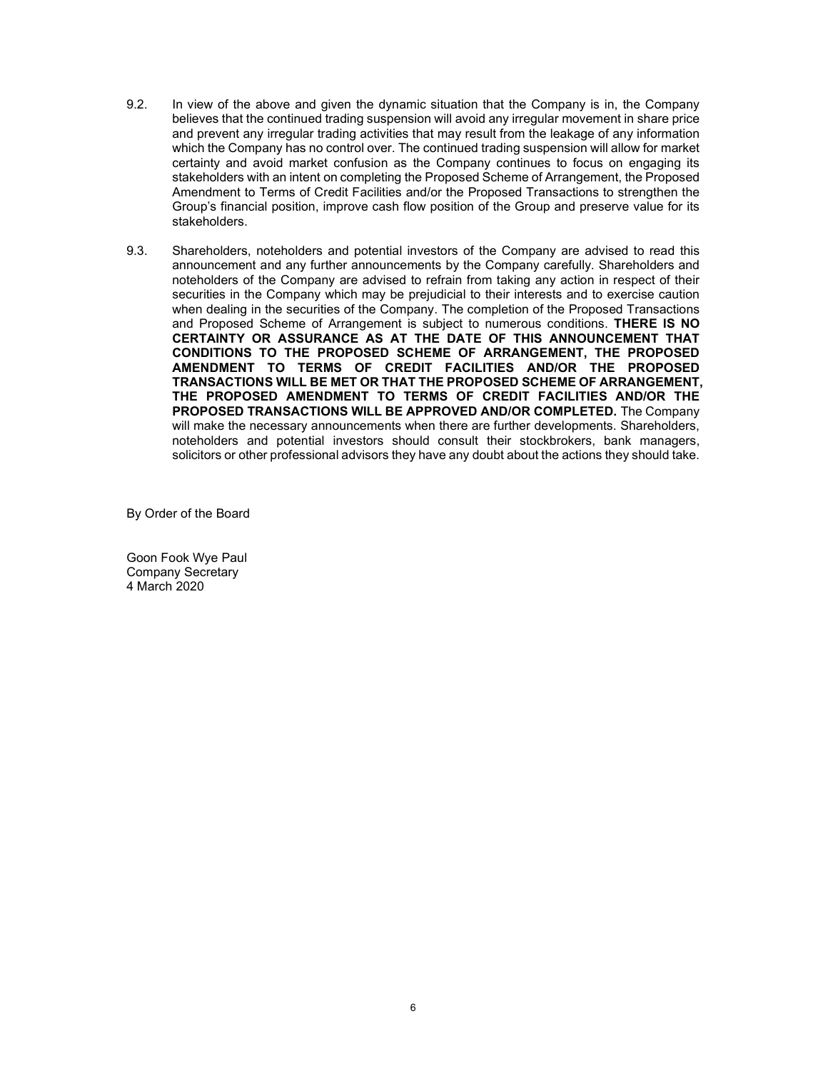9.2. In view of the above and given the dynamic situation that the Company is in, the Company believes that the continued trading suspension will avoid any irregular movement in share price and prevent any irregular trading activities that may result from the leakage of any information which the Company has no control over. The continued trading suspension will allow for market certainty and avoid market confusion as the Company continues to focus on engaging its stakeholders with an intent on completing the Proposed Scheme of Arrangement, the Proposed Amendment to Terms of Credit Facilities and/or the Proposed Transactions to strengthen the Group's financial position, improve cash flow position of the Group and preserve value for its stakeholders.

9.3. Shareholders, noteholders and potential investors of the Company are advised to read this announcement and any further announcements by the Company carefully. Shareholders and noteholders of the Company are advised to refrain from taking any action in respect of their securities in the Company which may be prejudicial to their interests and to exercise caution when dealing in the securities of the Company. The completion of the Proposed Transactions and Proposed Scheme of Arrangement is subject to numerous conditions. **THERE IS NO CERTAINTY OR ASSURANCE AS AT THE DATE OF THIS ANNOUNCEMENT THAT CONDITIONS TO THE PROPOSED SCHEME OF ARRANGEMENT, THE PROPOSED AMENDMENT TO TERMS OF CREDIT FACILITIES AND/OR THE PROPOSED TRANSACTIONS WILL BE MET OR THAT THE PROPOSED SCHEME OF ARRANGEMENT, THE PROPOSED AMENDMENT TO TERMS OF CREDIT FACILITIES AND/OR THE PROPOSED TRANSACTIONS WILL BE APPROVED AND/OR COMPLETED.** The Company will make the necessary announcements when there are further developments. Shareholders, noteholders and potential investors should consult their stockbrokers, bank managers, solicitors or other professional advisors they have any doubt about the actions they should take.

By Order of the Board

Goon Fook Wye Paul
Company Secretary
4 March 2020